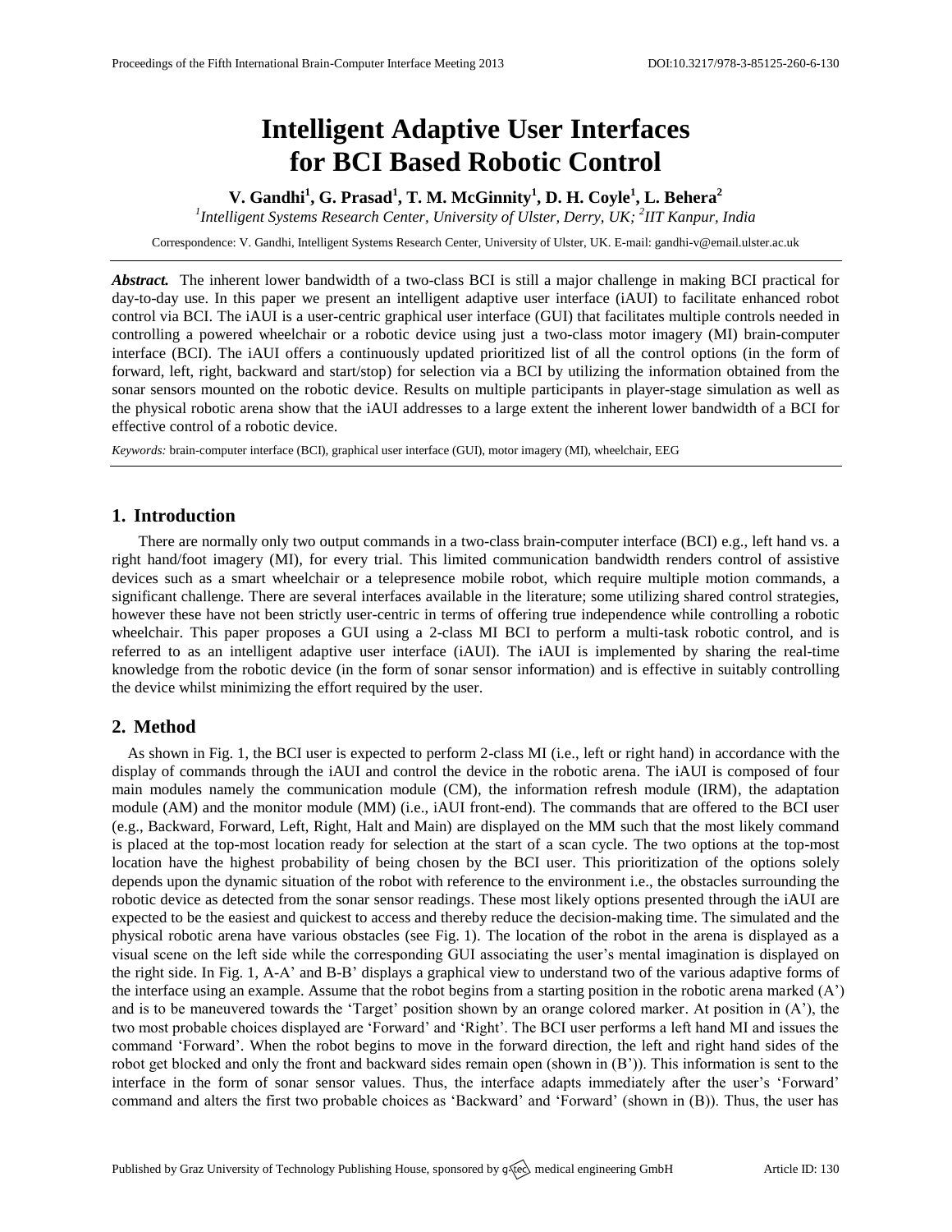# Intelligent Adaptive User Interfaces for BCI Based Robotic Control

**V. Gandhi[1], G. Prasad[1], T. M. McGinnity[1], D. H. Coyle[1], L. Behera[2]**

*[1]Intelligent Systems Research Center, University of Ulster, Derry, UK; [2]IIT Kanpur, India*

Correspondence: V. Gandhi, Intelligent Systems Research Center, University of Ulster, UK. E-mail: gandhi-v@email.ulster.ac.uk

***Abstract.*** The inherent lower bandwidth of a two-class BCI is still a major challenge in making BCI practical for day-to-day use. In this paper we present an intelligent adaptive user interface (iAUI) to facilitate enhanced robot control via BCI. The iAUI is a user-centric graphical user interface (GUI) that facilitates multiple controls needed in controlling a powered wheelchair or a robotic device using just a two-class motor imagery (MI) brain-computer interface (BCI). The iAUI offers a continuously updated prioritized list of all the control options (in the form of forward, left, right, backward and start/stop) for selection via a BCI by utilizing the information obtained from the sonar sensors mounted on the robotic device. Results on multiple participants in player-stage simulation as well as the physical robotic arena show that the iAUI addresses to a large extent the inherent lower bandwidth of a BCI for effective control of a robotic device.

*Keywords:* brain-computer interface (BCI), graphical user interface (GUI), motor imagery (MI), wheelchair, EEG

## 1. Introduction

There are normally only two output commands in a two-class brain-computer interface (BCI) e.g., left hand vs. a right hand/foot imagery (MI), for every trial. This limited communication bandwidth renders control of assistive devices such as a smart wheelchair or a telepresence mobile robot, which require multiple motion commands, a significant challenge. There are several interfaces available in the literature; some utilizing shared control strategies, however these have not been strictly user-centric in terms of offering true independence while controlling a robotic wheelchair. This paper proposes a GUI using a 2-class MI BCI to perform a multi-task robotic control, and is referred to as an intelligent adaptive user interface (iAUI). The iAUI is implemented by sharing the real-time knowledge from the robotic device (in the form of sonar sensor information) and is effective in suitably controlling the device whilst minimizing the effort required by the user.

## 2. Method

As shown in Fig. 1, the BCI user is expected to perform 2-class MI (i.e., left or right hand) in accordance with the display of commands through the iAUI and control the device in the robotic arena. The iAUI is composed of four main modules namely the communication module (CM), the information refresh module (IRM), the adaptation module (AM) and the monitor module (MM) (i.e., iAUI front-end). The commands that are offered to the BCI user (e.g., Backward, Forward, Left, Right, Halt and Main) are displayed on the MM such that the most likely command is placed at the top-most location ready for selection at the start of a scan cycle. The two options at the top-most location have the highest probability of being chosen by the BCI user. This prioritization of the options solely depends upon the dynamic situation of the robot with reference to the environment i.e., the obstacles surrounding the robotic device as detected from the sonar sensor readings. These most likely options presented through the iAUI are expected to be the easiest and quickest to access and thereby reduce the decision-making time. The simulated and the physical robotic arena have various obstacles (see Fig. 1). The location of the robot in the arena is displayed as a visual scene on the left side while the corresponding GUI associating the user's mental imagination is displayed on the right side. In Fig. 1, A-A' and B-B' displays a graphical view to understand two of the various adaptive forms of the interface using an example. Assume that the robot begins from a starting position in the robotic arena marked (A') and is to be maneuvered towards the 'Target' position shown by an orange colored marker. At position in (A'), the two most probable choices displayed are 'Forward' and 'Right'. The BCI user performs a left hand MI and issues the command 'Forward'. When the robot begins to move in the forward direction, the left and right hand sides of the robot get blocked and only the front and backward sides remain open (shown in (B')). This information is sent to the interface in the form of sonar sensor values. Thus, the interface adapts immediately after the user's 'Forward' command and alters the first two probable choices as 'Backward' and 'Forward' (shown in (B)). Thus, the user has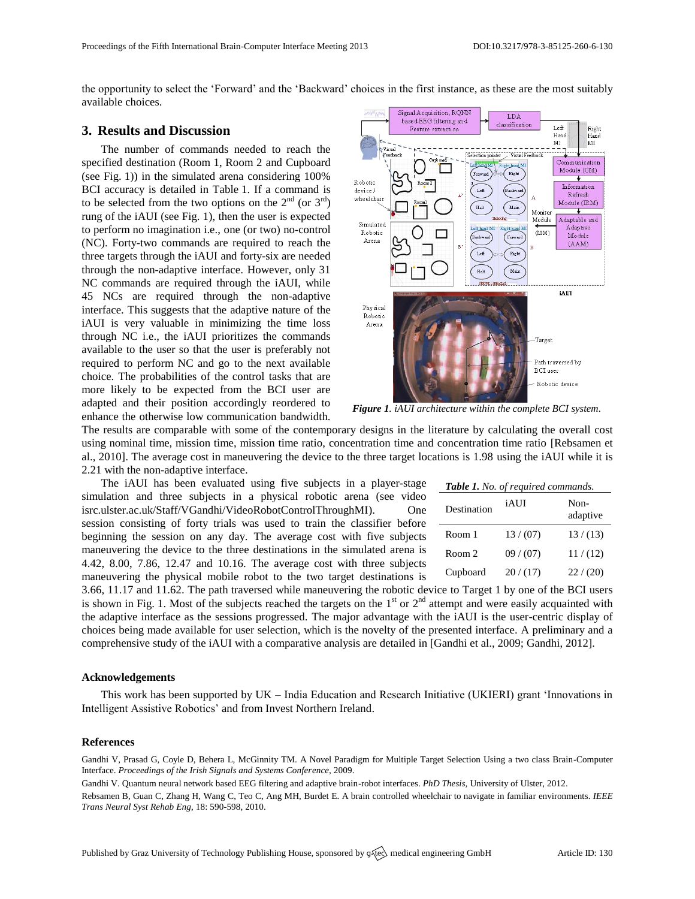the opportunity to select the 'Forward' and the 'Backward' choices in the first instance, as these are the most suitably available choices.

## 3. Results and Discussion

The number of commands needed to reach the specified destination (Room 1, Room 2 and Cupboard (see Fig. 1)) in the simulated arena considering 100% BCI accuracy is detailed in Table 1. If a command is to be selected from the two options on the 2nd (or 3rd) rung of the iAUI (see Fig. 1), then the user is expected to perform no imagination i.e., one (or two) no-control (NC). Forty-two commands are required to reach the three targets through the iAUI and forty-six are needed through the non-adaptive interface. However, only 31 NC commands are required through the iAUI, while 45 NCs are required through the non-adaptive interface. This suggests that the adaptive nature of the iAUI is very valuable in minimizing the time loss through NC i.e., the iAUI prioritizes the commands available to the user so that the user is preferably not required to perform NC and go to the next available choice. The probabilities of the control tasks that are more likely to be expected from the BCI user are adapted and their position accordingly reordered to enhance the otherwise low communication bandwidth. The results are comparable with some of the contemporary designs in the literature by calculating the overall cost using nominal time, mission time, mission time ratio, concentration time and concentration time ratio [Rebsamen et al., 2010]. The average cost in maneuvering the device to the three target locations is 1.98 using the iAUI while it is 2.21 with the non-adaptive interface.

*Figure 1. iAUI architecture within the complete BCI system.*

The iAUI has been evaluated using five subjects in a player-stage simulation and three subjects in a physical robotic arena (see video isrc.ulster.ac.uk/Staff/VGandhi/VideoRobotControlThroughMI). One session consisting of forty trials was used to train the classifier before beginning the session on any day. The average cost with five subjects maneuvering the device to the three destinations in the simulated arena is 4.42, 8.00, 7.86, 12.47 and 10.16. The average cost with three subjects maneuvering the physical mobile robot to the two target destinations is 3.66, 11.17 and 11.62. The path traversed while maneuvering the robotic device to Target 1 by one of the BCI users is shown in Fig. 1. Most of the subjects reached the targets on the 1st or 2nd attempt and were easily acquainted with the adaptive interface as the sessions progressed. The major advantage with the iAUI is the user-centric display of choices being made available for user selection, which is the novelty of the presented interface. A preliminary and a comprehensive study of the iAUI with a comparative analysis are detailed in [Gandhi et al., 2009; Gandhi, 2012].

***Table 1.** No. of required commands.*

| Destination | iAUI | Non-adaptive |
|---|---|---|
| Room 1 | 13 / (07) | 13 / (13) |
| Room 2 | 09 / (07) | 11 / (12) |
| Cupboard | 20 / (17) | 22 / (20) |

#### Acknowledgements

This work has been supported by UK – India Education and Research Initiative (UKIERI) grant 'Innovations in Intelligent Assistive Robotics' and from Invest Northern Ireland.

#### References

Gandhi V, Prasad G, Coyle D, Behera L, McGinnity TM. A Novel Paradigm for Multiple Target Selection Using a two class Brain-Computer Interface. *Proceedings of the Irish Signals and Systems Conference*, 2009.

Gandhi V. Quantum neural network based EEG filtering and adaptive brain-robot interfaces. *PhD Thesis*, University of Ulster, 2012.

Rebsamen B, Guan C, Zhang H, Wang C, Teo C, Ang MH, Burdet E. A brain controlled wheelchair to navigate in familiar environments. *IEEE Trans Neural Syst Rehab Eng*, 18: 590-598, 2010.